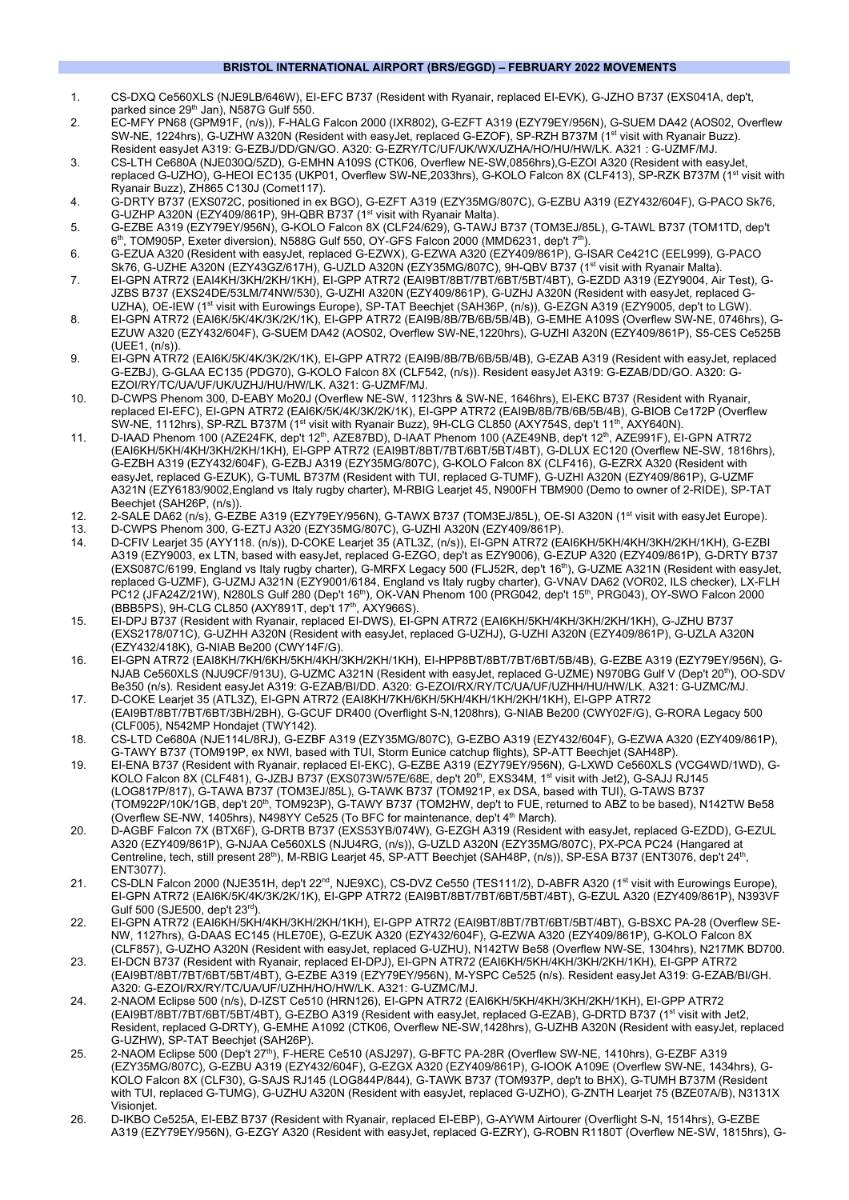# BRISTOL INTERNATIONAL AIRPORT (BRS/EGGD) – FEBRUARY 2022 MOVEMENTS

1. CS-DXQ Ce560XLS (NJE9LB/646W), EI-EFC B737 (Resident with Ryanair, replaced EI-EVK), G-JZHO B737 (EXS041A, dep't, parked since 29th Jan), N587G Gulf 550.
2. EC-MFY PN68 (GPM91F, (n/s)), F-HALG Falcon 2000 (IXR802), G-EZFT A319 (EZY79EY/956N), G-SUEM DA42 (AOS02, Overflew SW-NE, 1224hrs), G-UZHW A320N (Resident with easyJet, replaced G-EZOF), SP-RZH B737M (1st visit with Ryanair Buzz). Resident easyJet A319: G-EZBJ/DD/GN/GO. A320: G-EZRY/TC/UF/UK/WX/UZHA/HO/HU/HW/LK. A321 : G-UZMF/MJ.
3. CS-LTH Ce680A (NJE030Q/5ZD), G-EMHN A109S (CTK06, Overflew NE-SW,0856hrs),G-EZOI A320 (Resident with easyJet, replaced G-UZHO), G-HEOI EC135 (UKP01, Overflew SW-NE,2033hrs), G-KOLO Falcon 8X (CLF413), SP-RZK B737M (1st visit with Ryanair Buzz), ZH865 C130J (Comet117).
4. G-DRTY B737 (EXS072C, positioned in ex BGO), G-EZFT A319 (EZY35MG/807C), G-EZBU A319 (EZY432/604F), G-PACO Sk76, G-UZHP A320N (EZY409/861P), 9H-QBR B737 (1st visit with Ryanair Malta).
5. G-EZBE A319 (EZY79EY/956N), G-KOLO Falcon 8X (CLF24/629), G-TAWJ B737 (TOM3EJ/85L), G-TAWL B737 (TOM1TD, dep't 6th, TOM905P, Exeter diversion), N588G Gulf 550, OY-GFS Falcon 2000 (MMD6231, dep't 7th).
6. G-EZUA A320 (Resident with easyJet, replaced G-EZWX), G-EZWA A320 (EZY409/861P), G-ISAR Ce421C (EEL999), G-PACO Sk76, G-UZHE A320N (EZY43GZ/617H), G-UZLD A320N (EZY35MG/807C), 9H-QBV B737 (1st visit with Ryanair Malta).
7. EI-GPN ATR72 (EAI4KH/3KH/2KH/1KH), EI-GPP ATR72 (EAI9BT/8BT/7BT/6BT/5BT/4BT), G-EZDD A319 (EZY9004, Air Test), G-JZBS B737 (EXS24DE/53LM/74NW/530), G-UZHI A320N (EZY409/861P), G-UZHJ A320N (Resident with easyJet, replaced G-UZHA), OE-IEW (1st visit with Eurowings Europe), SP-TAT Beechjet (SAH36P, (n/s)), G-EZGN A319 (EZY9005, dep't to LGW).
8. EI-GPN ATR72 (EAI6K/5K/4K/3K/2K/1K), EI-GPP ATR72 (EAI9B/8B/7B/6B/5B/4B), G-EMHE A109S (Overflew SW-NE, 0746hrs), G-EZUW A320 (EZY432/604F), G-SUEM DA42 (AOS02, Overflew SW-NE,1220hrs), G-UZHI A320N (EZY409/861P), S5-CES Ce525B (UEE1, (n/s)).
9. EI-GPN ATR72 (EAI6K/5K/4K/3K/2K/1K), EI-GPP ATR72 (EAI9B/8B/7B/6B/5B/4B), G-EZAB A319 (Resident with easyJet, replaced G-EZBJ), G-GLAA EC135 (PDG70), G-KOLO Falcon 8X (CLF542, (n/s)). Resident easyJet A319: G-EZAB/DD/GO. A320: G-EZOI/RY/TC/UA/UF/UK/UZHJ/HU/HW/LK. A321: G-UZMF/MJ.
10. D-CWPS Phenom 300, D-EABY Mo20J (Overflew NE-SW, 1123hrs & SW-NE, 1646hrs), EI-EKC B737 (Resident with Ryanair, replaced EI-EFC), EI-GPN ATR72 (EAI6K/5K/4K/3K/2K/1K), EI-GPP ATR72 (EAI9B/8B/7B/6B/5B/4B), G-BIOB Ce172P (Overflew SW-NE, 1112hrs), SP-RZL B737M (1st visit with Ryanair Buzz), 9H-CLG CL850 (AXY754S, dep't 11th, AXY640N).
11. D-IAAD Phenom 100 (AZE24FK, dep't 12th, AZE87BD), D-IAAT Phenom 100 (AZE49NB, dep't 12th, AZE991F), EI-GPN ATR72 (EAI6KH/5KH/4KH/3KH/2KH/1KH), EI-GPP ATR72 (EAI9BT/8BT/7BT/6BT/5BT/4BT), G-DLUX EC120 (Overflew NE-SW, 1816hrs), G-EZBH A319 (EZY432/604F), G-EZBJ A319 (EZY35MG/807C), G-KOLO Falcon 8X (CLF416), G-EZRX A320 (Resident with easyJet, replaced G-EZUK), G-TUML B737M (Resident with TUI, replaced G-TUMF), G-UZHI A320N (EZY409/861P), G-UZMF A321N (EZY6183/9002,England vs Italy rugby charter), M-RBIG Learjet 45, N900FH TBM900 (Demo to owner of 2-RIDE), SP-TAT Beechjet (SAH26P, (n/s)).
12. 2-SALE DA62 (n/s), G-EZBE A319 (EZY79EY/956N), G-TAWX B737 (TOM3EJ/85L), OE-SI A320N (1st visit with easyJet Europe).
13. D-CWPS Phenom 300, G-EZTJ A320 (EZY35MG/807C), G-UZHI A320N (EZY409/861P).
14. D-CFIV Learjet 35 (AYY118. (n/s)), D-COKE Learjet 35 (ATL3Z, (n/s)), EI-GPN ATR72 (EAI6KH/5KH/4KH/3KH/2KH/1KH), G-EZBI A319 (EZY9003, ex LTN, based with easyJet, replaced G-EZGO, dep't as EZY9006), G-EZUP A320 (EZY409/861P), G-DRTY B737 (EXS087C/6199, England vs Italy rugby charter), G-MRFX Legacy 500 (FLJ52R, dep't 16th), G-UZME A321N (Resident with easyJet, replaced G-UZMF), G-UZMJ A321N (EZY9001/6184, England vs Italy rugby charter), G-VNAV DA62 (VOR02, ILS checker), LX-FLH PC12 (JFA24Z/21W), N280LS Gulf 280 (Dep't 16th), OK-VAN Phenom 100 (PRG042, dep't 15th, PRG043), OY-SWO Falcon 2000 (BBB5PS), 9H-CLG CL850 (AXY891T, dep't 17th, AXY966S).
15. EI-DPJ B737 (Resident with Ryanair, replaced EI-DWS), EI-GPN ATR72 (EAI6KH/5KH/4KH/3KH/2KH/1KH), G-JZHU B737 (EXS2178/071C), G-UZHH A320N (Resident with easyJet, replaced G-UZHJ), G-UZHI A320N (EZY409/861P), G-UZLA A320N (EZY432/418K), G-NIAB Be200 (CWY14F/G).
16. EI-GPN ATR72 (EAI8KH/7KH/6KH/5KH/4KH/3KH/2KH/1KH), EI-HPP8BT/8BT/7BT/6BT/5B/4B), G-EZBE A319 (EZY79EY/956N), G-NJAB Ce560XLS (NJU9CF/913U), G-UZMC A321N (Resident with easyJet, replaced G-UZME) N970BG Gulf V (Dep't 20th), OO-SDV Be350 (n/s). Resident easyJet A319: G-EZAB/BI/DD. A320: G-EZOI/RX/RY/TC/UA/UF/UZHH/HU/HW/LK. A321: G-UZMC/MJ.
17. D-COKE Learjet 35 (ATL3Z), EI-GPN ATR72 (EAI8KH/7KH/6KH/5KH/4KH/1KH/2KH/1KH), EI-GPP ATR72 (EAI9BT/8BT/7BT/6BT/3BH/2BH), G-GCUF DR400 (Overflight S-N,1208hrs), G-NIAB Be200 (CWY02F/G), G-RORA Legacy 500 (CLF005), N542MP Hondajet (TWY142).
18. CS-LTD Ce680A (NJE114L/8RJ), G-EZBF A319 (EZY35MG/807C), G-EZBO A319 (EZY432/604F), G-EZWA A320 (EZY409/861P), G-TAWY B737 (TOM919P, ex NWI, based with TUI, Storm Eunice catchup flights), SP-ATT Beechjet (SAH48P).
19. EI-ENA B737 (Resident with Ryanair, replaced EI-EKC), G-EZBE A319 (EZY79EY/956N), G-LXWD Ce560XLS (VCG4WD/1WD), G-KOLO Falcon 8X (CLF481), G-JZBJ B737 (EXS073W/57E/68E, dep't 20th, EXS34M, 1st visit with Jet2), G-SAJJ RJ145 (LOG817P/817), G-TAWA B737 (TOM3EJ/85L), G-TAWK B737 (TOM921P, ex DSA, based with TUI), G-TAWS B737 (TOM922P/10K/1GB, dep't 20th, TOM923P), G-TAWY B737 (TOM2HW, dep't to FUE, returned to ABZ to be based), N142TW Be58 (Overflew SE-NW, 1405hrs), N498YY Ce525 (To BFC for maintenance, dep't 4th March).
20. D-AGBF Falcon 7X (BTX6F), G-DRTB B737 (EXS53YB/074W), G-EZGH A319 (Resident with easyJet, replaced G-EZDD), G-EZUL A320 (EZY409/861P), G-NJAA Ce560XLS (NJU4RG, (n/s)), G-UZLD A320N (EZY35MG/807C), PX-PCA PC24 (Hangared at Centreline, tech, still present 28th), M-RBIG Learjet 45, SP-ATT Beechjet (SAH48P, (n/s)), SP-ESA B737 (ENT3076, dep't 24th, ENT3077).
21. CS-DLN Falcon 2000 (NJE351H, dep't 22nd, NJE9XC), CS-DVZ Ce550 (TES111/2), D-ABFR A320 (1st visit with Eurowings Europe), EI-GPN ATR72 (EAI6K/5K/4K/3K/2K/1K), EI-GPP ATR72 (EAI9BT/8BT/7BT/6BT/5BT/4BT), G-EZUL A320 (EZY409/861P), N393VF Gulf 500 (SJE500, dep't 23rd).
22. EI-GPN ATR72 (EAI6KH/5KH/4KH/3KH/2KH/1KH), EI-GPP ATR72 (EAI9BT/8BT/7BT/6BT/5BT/4BT), G-BSXC PA-28 (Overflew SE-NW, 1127hrs), G-DAAS EC145 (HLE70E), G-EZUK A320 (EZY432/604F), G-EZWA A320 (EZY409/861P), G-KOLO Falcon 8X (CLF857), G-UZHO A320N (Resident with easyJet, replaced G-UZHU), N142TW Be58 (Overflew NW-SE, 1304hrs), N217MK BD700.
23. EI-DCN B737 (Resident with Ryanair, replaced EI-DPJ), EI-GPN ATR72 (EAI6KH/5KH/4KH/3KH/2KH/1KH), EI-GPP ATR72 (EAI9BT/8BT/7BT/6BT/5BT/4BT), G-EZBE A319 (EZY79EY/956N), M-YSPC Ce525 (n/s). Resident easyJet A319: G-EZAB/BI/GH. A320: G-EZOI/RX/RY/TC/UA/UF/UZHH/HO/HW/LK. A321: G-UZMC/MJ.
24. 2-NAOM Eclipse 500 (n/s), D-IZST Ce510 (HRN126), EI-GPN ATR72 (EAI6KH/5KH/4KH/3KH/2KH/1KH), EI-GPP ATR72 (EAI9BT/8BT/7BT/6BT/5BT/4BT), G-EZBO A319 (Resident with easyJet, replaced G-EZAB), G-DRTD B737 (1st visit with Jet2, Resident, replaced G-DRTY), G-EMHE A1092 (CTK06, Overflew NE-SW,1428hrs), G-UZHB A320N (Resident with easyJet, replaced G-UZHW), SP-TAT Beechjet (SAH26P).
25. 2-NAOM Eclipse 500 (Dep't 27th), F-HERE Ce510 (ASJ297), G-BFTC PA-28R (Overflew SW-NE, 1410hrs), G-EZBF A319 (EZY35MG/807C), G-EZBU A319 (EZY432/604F), G-EZGX A320 (EZY409/861P), G-IOOK A109E (Overflew SW-NE, 1434hrs), G-KOLO Falcon 8X (CLF30), G-SAJS RJ145 (LOG844P/844), G-TAWK B737 (TOM937P, dep't to BHX), G-TUMH B737M (Resident with TUI, replaced G-TUMG), G-UZHU A320N (Resident with easyJet, replaced G-UZHO), G-ZNTH Learjet 75 (BZE07A/B), N3131X Visionjet.
26. D-IKBO Ce525A, EI-EBZ B737 (Resident with Ryanair, replaced EI-EBP), G-AYWM Airtourer (Overflight S-N, 1514hrs), G-EZBE A319 (EZY79EY/956N), G-EZGY A320 (Resident with easyJet, replaced G-EZRY), G-ROBN R1180T (Overflew NE-SW, 1815hrs), G-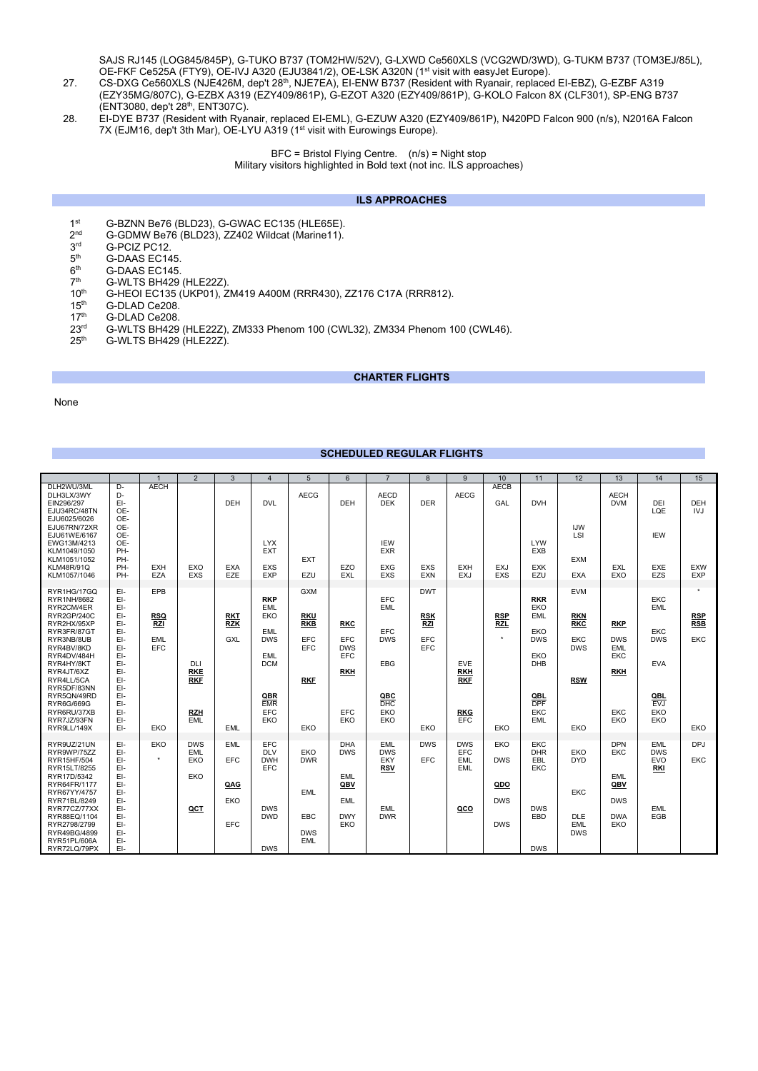SAJS RJ145 (LOG845/845P), G-TUKO B737 (TOM2HW/52V), G-LXWD Ce560XLS (VCG2WD/3WD), G-TUKM B737 (TOM3EJ/85L), OE-FKF Ce525A (FTY9), OE-IVJ A320 (EJU3841/2), OE-LSK A320N (1st visit with easyJet Europe).

27. CS-DXG Ce560XLS (NJE426M, dep't 28th, NJE7EA), EI-ENW B737 (Resident with Ryanair, replaced EI-EBZ), G-EZBF A319 (EZY35MG/807C), G-EZBX A319 (EZY409/861P), G-EZOT A320 (EZY409/861P), G-KOLO Falcon 8X (CLF301), SP-ENG B737 (ENT3080, dep't 28th, ENT307C).

28. EI-DYE B737 (Resident with Ryanair, replaced EI-EML), G-EZUW A320 (EZY409/861P), N420PD Falcon 900 (n/s), N2016A Falcon 7X (EJM16, dep't 3th Mar), OE-LYU A319 (1st visit with Eurowings Europe).

BFC = Bristol Flying Centre. (n/s) = Night stop
Military visitors highlighted in Bold text (not inc. ILS approaches)

## ILS APPROACHES

- 1st G-BZNN Be76 (BLD23), G-GWAC EC135 (HLE65E).
- 2nd G-GDMW Be76 (BLD23), ZZ402 Wildcat (Marine11).
- 3rd G-PCIZ PC12.
- 5th G-DAAS EC145.
- 6th G-DAAS EC145.
- 7th G-WLTS BH429 (HLE22Z).
- 10th G-HEOI EC135 (UKP01), ZM419 A400M (RRR430), ZZ176 C17A (RRR812).
- 15th G-DLAD Ce208.
- 17th G-DLAD Ce208.
- 23rd G-WLTS BH429 (HLE22Z), ZM333 Phenom 100 (CWL32), ZM334 Phenom 100 (CWL46).
- 25th G-WLTS BH429 (HLE22Z).

## CHARTER FLIGHTS

None

## SCHEDULED REGULAR FLIGHTS

| | | 1 | 2 | 3 | 4 | 5 | 6 | 7 | 8 | 9 | 10 | 11 | 12 | 13 | 14 | 15 |
|---|---|---|---|---|---|---|---|---|---|---|---|---|---|---|---|---|
| DLH2WU/3ML | D- | AECH | | | | | | | | | AECB | | | | | |
| DLH3LX/3WY | D- | | | | | AECG | | AECD | | AECG | | | | AECH | | |
| EIN296/297 | EI- | | | DEH | DVL | | DEH | DEK | DER | | GAL | DVH | | DVM | DEI | DEH |
| EJU34RC/48TN | OE- | | | | | | | | | | | | | | LQE | IVJ |
| EJU6025/6026 | OE- | | | | | | | | | | | | | | | |
| EJU67RN/72XR | OE- | | | | | | | | | | | | IJW | | | |
| EJU61WE/6167 | OE- | | | | | | | | | | | | LSI | | IEW | |
| EWG13M/4213 | OE- | | | | LYX | | | IEW | | | | LYW | | | | |
| KLM1049/1050 | PH- | | | | EXT | | | EXR | | | | EXB | | | | |
| KLM1051/1052 | PH- | | | | | EXT | | | | | | | EXM | | | |
| KLM48R/91Q | PH- | EXH | EXO | EXA | EXS | | EZO | EXG | EXS | EXH | EXJ | EXK | | EXL | EXE | EXW |
| KLM1057/1046 | PH- | EZA | EXS | EZE | EXP | EZU | EXL | EXS | EXN | EXJ | EXS | EZU | EXA | EXO | EZS | EXP |
| RYR1HG/17GQ | EI- | EPB | | | | GXM | | | DWT | | | | EVM | | | * |
| RYR1NH/8682 | EI- | | | | **RKP** | | | EFC | | | | **RKR** | | | EKC | |
| RYR2CM/4ER | EI- | | | | EML | | | EML | | | | EKO | | | EML | |
| RYR2GP/240C | EI- | **RSQ** | | **RKT** | EKO | **RKU** | | | **RSK** | | **RSP** | EML | **RKN** | | | **RSP** |
| RYR2HX/95XP | EI- | **RZI** | | **RZK** | | **RKB** | **RKC** | | **RZI** | | **RZL** | | **RKC** | **RKP** | | **RSB** |
| RYR3FR/87GT | EI- | | | | EML | | | EFC | | | | EKO | | | EKC | |
| RYR3NB/8UB | EI- | EML | | GXL | DWS | EFC | EFC | DWS | EFC | | * | DWS | EKC | DWS | DWS | EKC |
| RYR4BV/8KD | EI- | EFC | | | | EFC | DWS | | EFC | | | | DWS | EML | | |
| RYR4DV/484H | EI- | | | | EML | | EFC | | | | | EKO | | EKC | | |
| RYR4HY/8KT | EI- | | DLI | | DCM | | | EBG | | EVE | | DHB | | | EVA | |
| RYR4JT/6XZ | EI- | | **RKE** | | | | **RKH** | | | **RKH** | | | | **RKH** | | |
| RYR4LL/5CA | EI- | | **RKF** | | | **RKF** | | | | **RKF** | | | **RSW** | | | |
| RYR5DF/83NN | EI- | | | | | | | | | | | | | | | |
| RYR5QN/49RD | EI- | | | | **QBR** | | | **QBC** | | | | **QBL** | | | **QBL** | |
| RYR6G/669G | EI- | | | | EMR | | | DHC | | | | DPF | | | EVJ | |
| RYR6RU/37XB | EI- | | **RZH** | | EFC | | EFC | EKO | | **RKG** | | EKC | | EKC | EKO | |
| RYR7JZ/93FN | EI- | | EML | | EKO | | EKO | EKO | | EFC | | EML | | EKO | EKO | |
| RYR9LL/149X | EI- | EKO | | EML | | EKO | | | EKO | | EKO | | EKO | | | EKO |
| RYR9UZ/21UN | EI- | EKO | DWS | EML | EFC | | DHA | EML | DWS | DWS | EKO | EKC | | DPN | EML | DPJ |
| RYR9WP/75ZZ | EI- | * | EML | | DLV | EKO | DWS | DWS | | EFC | | DHR | EKO | EKC | DWS | |
| RYR15HF/504 | EI- | | EKO | EFC | DWH | DWR | | EKY | EFC | EML | DWS | EBL | DYD | | EVO | EKC |
| RYR15LT/8255 | EI- | | | | EFC | | | **RSV** | | EML | | EKC | | | **RKI** | |
| RYR17D/5342 | EI- | | EKO | | | | EML | | | | | | | EML | | |
| RYR64FR/1177 | EI- | | | **QAG** | | | **QBV** | | | | **QDO** | | | **QBV** | | |
| RYR67YY/4757 | EI- | | | | | EML | | | | | | | EKC | | | |
| RYR71BL/8249 | EI- | | | EKO | | | EML | | | | DWS | | | DWS | | |
| RYR77CZ/77XX | EI- | | **QCT** | | DWS | | | EML | | **QCO** | | DWS | | | EML | |
| RYR88EQ/1104 | EI- | | | | DWD | EBC | DWY | DWR | | | | EBD | DLE | DWA | EGB | |
| RYR2798/2799 | EI- | | | EFC | | | EKO | | | | DWS | | EML | EKO | | |
| RYR49BG/4899 | EI- | | | | | DWS | | | | | | | DWS | | | |
| RYR51PL/606A | EI- | | | | | EML | | | | | | | | | | |
| RYR72LQ/79PX | EI- | | | | DWS | | | | | | | DWS | | | | |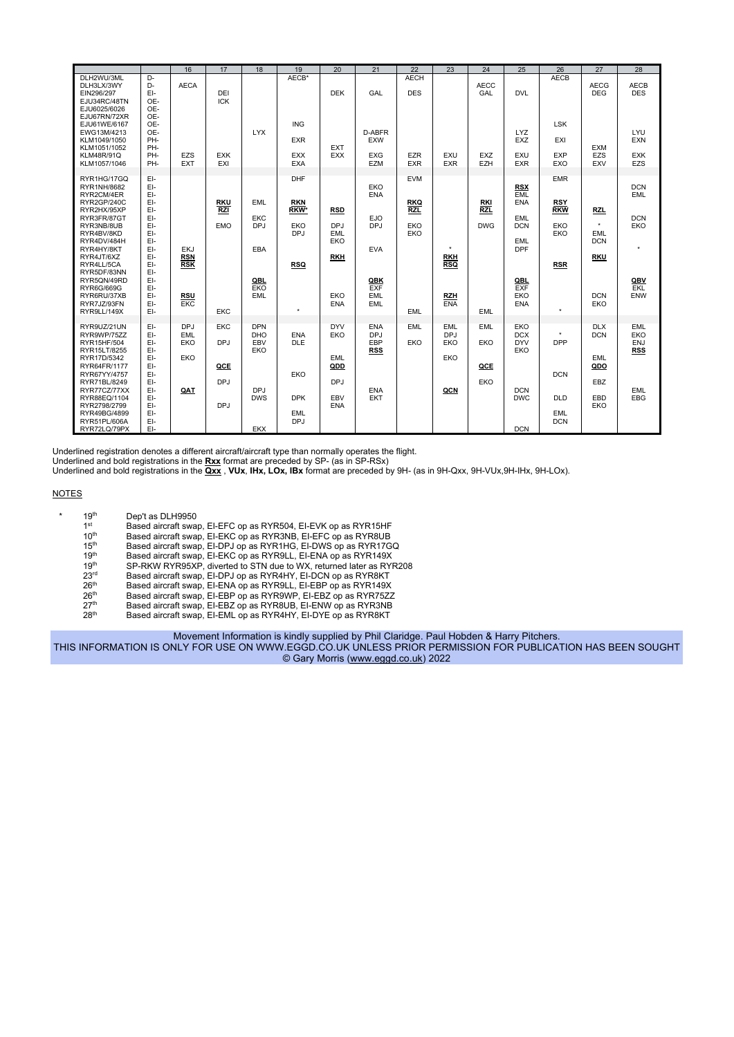| | | 16 | 17 | 18 | 19 | 20 | 21 | 22 | 23 | 24 | 25 | 26 | 27 | 28 |
|---|---|---|---|---|---|---|---|---|---|---|---|---|---|---|
| DLH2WU/3ML | D- | | | | AECB* | | | AECH | | | | AECB | | |
| DLH3LX/3WY | D- | AECA | | | | | | | | AECC | | | AECG | AECB |
| EIN296/297 | EI- | | DEI | | | DEK | GAL | DES | | GAL | DVL | | DEG | DES |
| EJU34RC/48TN | OE- | | ICK | | | | | | | | | | | |
| EJU6025/6026 | OE- | | | | | | | | | | | | | |
| EJU67RN/72XR | OE- | | | | | | | | | | | | | |
| EJU61WE/6167 | OE- | | | | ING | | | | | | | LSK | | |
| EWG13M/4213 | OE- | | | LYX | | | D-ABFR | | | | LYZ | | | LYU |
| KLM1049/1050 | PH- | | | | EXR | | EXW | | | | EXZ | EXI | | EXN |
| KLM1051/1052 | PH- | | | | | EXT | | | | | | | EXM | |
| KLM48R/91Q | PH- | EZS | EXK | | EXX | EXX | EXG | EZR | EXU | EXZ | EXU | EXP | EZS | EXK |
| KLM1057/1046 | PH- | EXT | EXI | | EXA | | EZM | EXR | EXR | EZH | EXR | EXO | EXV | EZS |
| RYR1HG/17GQ | EI- | | | | DHF | | | EVM | | | | EMR | | |
| RYR1NH/8682 | EI- | | | | | | EKO | | | | **RSX** | | | DCN |
| RYR2CM/4ER | EI- | | | | | | ENA | | | | EML | | | EML |
| RYR2GP/240C | EI- | | **RKU** | EML | **RKN** | | | **RKQ** | | **RKI** | ENA | **RSY** | | |
| RYR2HX/95XP | EI- | | **RZI** | | **RKW*** | **RSD** | | **RZL** | | **RZL** | | **RKW** | **RZL** | |
| RYR3FR/87GT | EI- | | | EKC | | | EJO | | | | EML | | | DCN |
| RYR3NB/8UB | EI- | | EMO | DPJ | EKO | DPJ | DPJ | EKO | | DWG | DCN | EKO | * | EKO |
| RYR4BV/8KD | EI- | | | | DPJ | EML | | EKO | | | | EKO | EML | |
| RYR4DV/484H | EI- | | | | | EKO | | | | | EML | | DCN | |
| RYR4HY/8KT | EI- | EKJ | | EBA | | | EVA | | * | | DPF | | | * |
| RYR4JT/6XZ | EI- | **RSN** | | | | **RKH** | | | **RKH** | | | | **RKU** | |
| RYR4LL/5CA | EI- | **RSK** | | | **RSQ** | | | | **RSQ** | | | **RSR** | | |
| RYR5DF/83NN | EI- | | | | | | | | | | | | | |
| RYR5QN/49RD | EI- | | | **QBL** | | | **QBK** | | | | **QBL** | | | **QBV** |
| RYR6G/669G | EI- | | | EKO | | | EXF | | | | EXF | | | EKL |
| RYR6RU/37XB | EI- | **RSU** | | EML | | EKO | EML | | **RZH** | | EKO | | DCN | ENW |
| RYR7JZ/93FN | EI- | EKC | | | | ENA | EML | | ENA | | ENA | | EKO | |
| RYR9LL/149X | EI- | | EKC | | * | | | EML | | EML | | * | | |
| RYR9UZ/21UN | EI- | DPJ | EKC | DPN | | DYV | ENA | EML | EML | EML | EKO | | DLX | EML |
| RYR9WP/75ZZ | EI- | EML | | DHO | ENA | EKO | DPJ | | DPJ | | DCX | * | DCN | EKO |
| RYR15HF/504 | EI- | EKO | DPJ | EBV | DLE | | EBP | EKO | EKO | EKO | DYV | DPP | | ENJ |
| RYR15LT/8255 | EI- | | | EKO | | | **RSS** | | | | EKO | | | **RSS** |
| RYR17D/5342 | EI- | EKO | | | | EML | | | EKO | | | | EML | |
| RYR64FR/1177 | EI- | | **QCE** | | | **QDD** | | | | **QCE** | | | **QDO** | |
| RYR67YY/4757 | EI- | | | | EKO | | | | | | | DCN | | |
| RYR71BL/8249 | EI- | | DPJ | | | DPJ | | | | EKO | | | EBZ | |
| RYR77CZ/77XX | EI- | **QAT** | | DPJ | | | ENA | | **QCN** | | DCN | | | EML |
| RYR88EQ/1104 | EI- | | | DWS | DPK | EBV | EKT | | | | DWC | DLD | EBD | EBG |
| RYR2798/2799 | EI- | | DPJ | | | ENA | | | | | | | EKO | |
| RYR49BG/4899 | EI- | | | | EML | | | | | | | EML | | |
| RYR51PL/606A | EI- | | | | DPJ | | | | | | | DCN | | |
| RYR72LQ/79PX | EI- | | | EKX | | | | | | | DCN | | | |

Underlined registration denotes a different aircraft/aircraft type than normally operates the flight.
Underlined and bold registrations in the **Rxx** format are preceded by SP- (as in SP-RSx)
Underlined and bold registrations in the **Qxx** , **VUx**, **IHx, LOx, IBx** format are preceded by 9H- (as in 9H-Qxx, 9H-VUx,9H-IHx, 9H-LOx).

NOTES

- * 19th Dep't as DLH9950
- 1st Based aircraft swap, EI-EFC op as RYR504, EI-EVK op as RYR15HF
- 10th Based aircraft swap, EI-EKC op as RYR3NB, EI-EFC op as RYR8UB
- 15th Based aircraft swap, EI-DPJ op as RYR1HG, EI-DWS op as RYR17GQ
- 19th Based aircraft swap, EI-EKC op as RYR9LL, EI-ENA op as RYR149X
- 19th SP-RKW RYR95XP, diverted to STN due to WX, returned later as RYR208
- 23rd Based aircraft swap, EI-DPJ op as RYR4HY, EI-DCN op as RYR8KT
- 26th Based aircraft swap, EI-ENA op as RYR9LL, EI-EBP op as RYR149X
- 26th Based aircraft swap, EI-EBP op as RYR9WP, EI-EBZ op as RYR75ZZ
- 27th Based aircraft swap, EI-EBZ op as RYR8UB, EI-ENW op as RYR3NB
- 28th Based aircraft swap, EI-EML op as RYR4HY, EI-DYE op as RYR8KT

Movement Information is kindly supplied by Phil Claridge. Paul Hobden & Harry Pitchers.
THIS INFORMATION IS ONLY FOR USE ON WWW.EGGD.CO.UK UNLESS PRIOR PERMISSION FOR PUBLICATION HAS BEEN SOUGHT
© Gary Morris (www.eggd.co.uk) 2022